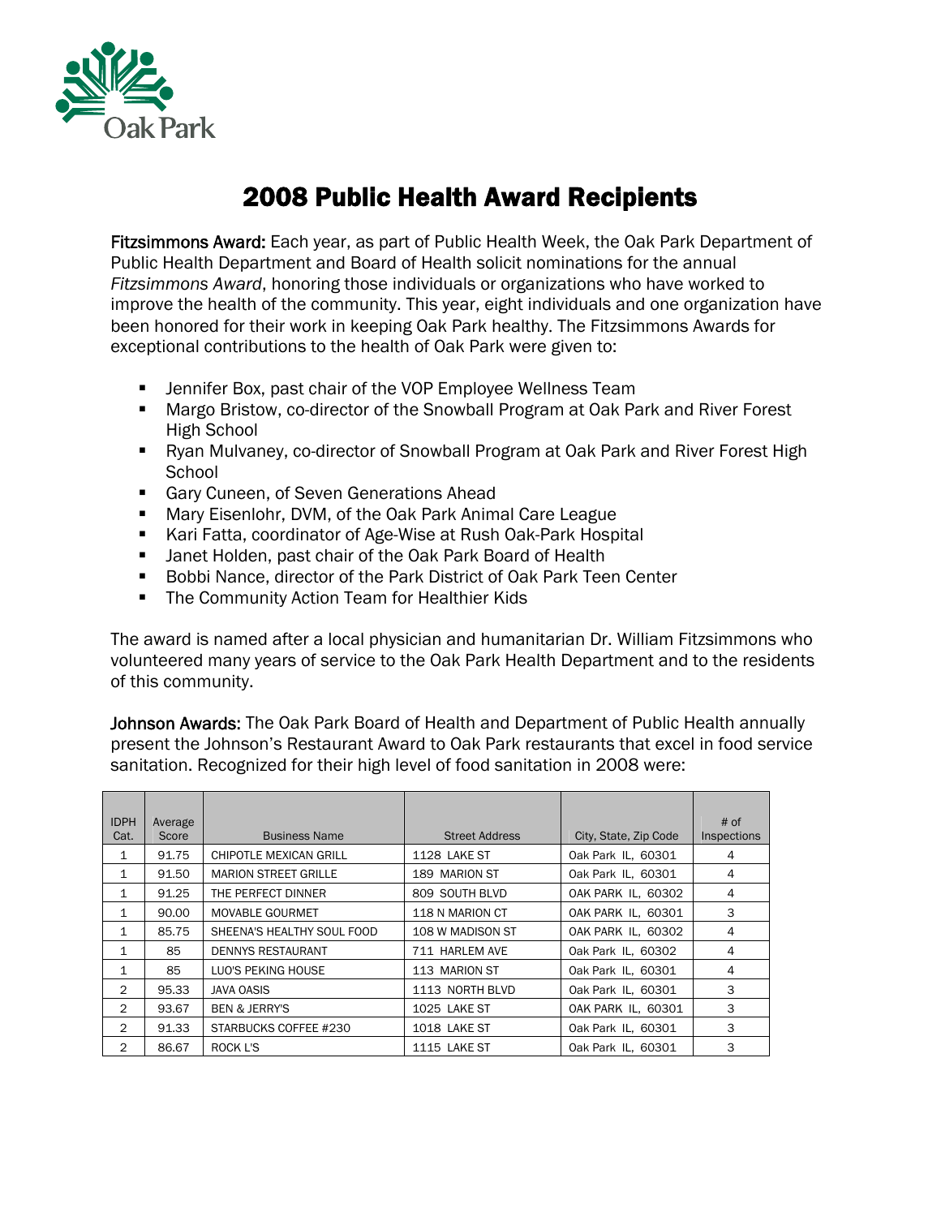Oak Park

# 2008 Public Health Award Recipients

**Fitzsimmons Award:** Each year, as part of Public Health Week, the Oak Park Department of Public Health Department and Board of Health solicit nominations for the annual *Fitzsimmons Award*, honoring those individuals or organizations who have worked to improve the health of the community. This year, eight individuals and one organization have been honored for their work in keeping Oak Park healthy. The Fitzsimmons Awards for exceptional contributions to the health of Oak Park were given to:

- Jennifer Box, past chair of the VOP Employee Wellness Team
- Margo Bristow, co-director of the Snowball Program at Oak Park and River Forest High School
- Ryan Mulvaney, co-director of Snowball Program at Oak Park and River Forest High School
- Gary Cuneen, of Seven Generations Ahead
- Mary Eisenlohr, DVM, of the Oak Park Animal Care League
- Kari Fatta, coordinator of Age-Wise at Rush Oak-Park Hospital
- Janet Holden, past chair of the Oak Park Board of Health
- Bobbi Nance, director of the Park District of Oak Park Teen Center
- The Community Action Team for Healthier Kids

The award is named after a local physician and humanitarian Dr. William Fitzsimmons who volunteered many years of service to the Oak Park Health Department and to the residents of this community.

**Johnson Awards:** The Oak Park Board of Health and Department of Public Health annually present the Johnson's Restaurant Award to Oak Park restaurants that excel in food service sanitation. Recognized for their high level of food sanitation in 2008 were:

| IDPH Cat. | Average Score | Business Name | Street Address | City, State, Zip Code | # of Inspections |
|---|---|---|---|---|---|
| 1 | 91.75 | CHIPOTLE MEXICAN GRILL | 1128 LAKE ST | Oak Park IL, 60301 | 4 |
| 1 | 91.50 | MARION STREET GRILLE | 189 MARION ST | Oak Park IL, 60301 | 4 |
| 1 | 91.25 | THE PERFECT DINNER | 809 SOUTH BLVD | OAK PARK IL, 60302 | 4 |
| 1 | 90.00 | MOVABLE GOURMET | 118 N MARION CT | OAK PARK IL, 60301 | 3 |
| 1 | 85.75 | SHEENA'S HEALTHY SOUL FOOD | 108 W MADISON ST | OAK PARK IL, 60302 | 4 |
| 1 | 85 | DENNYS RESTAURANT | 711 HARLEM AVE | Oak Park IL, 60302 | 4 |
| 1 | 85 | LUO'S PEKING HOUSE | 113 MARION ST | Oak Park IL, 60301 | 4 |
| 2 | 95.33 | JAVA OASIS | 1113 NORTH BLVD | Oak Park IL, 60301 | 3 |
| 2 | 93.67 | BEN & JERRY'S | 1025 LAKE ST | OAK PARK IL, 60301 | 3 |
| 2 | 91.33 | STARBUCKS COFFEE #230 | 1018 LAKE ST | Oak Park IL, 60301 | 3 |
| 2 | 86.67 | ROCK L'S | 1115 LAKE ST | Oak Park IL, 60301 | 3 |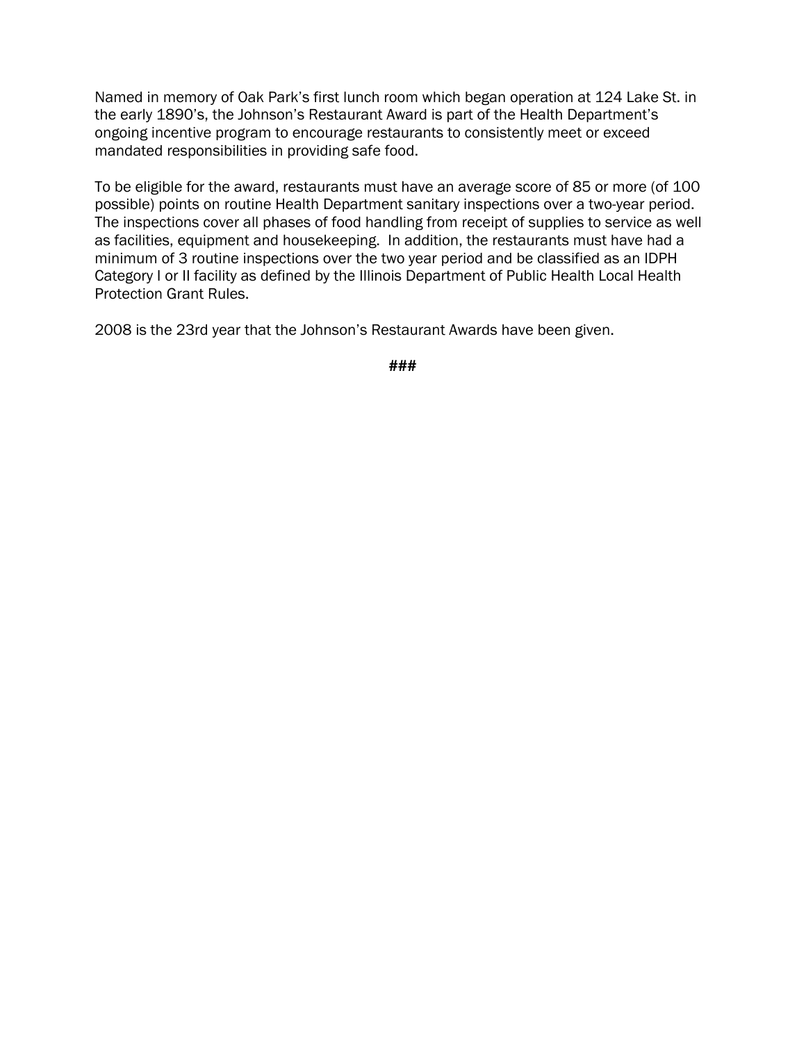Named in memory of Oak Park's first lunch room which began operation at 124 Lake St. in the early 1890's, the Johnson's Restaurant Award is part of the Health Department's ongoing incentive program to encourage restaurants to consistently meet or exceed mandated responsibilities in providing safe food.

To be eligible for the award, restaurants must have an average score of 85 or more (of 100 possible) points on routine Health Department sanitary inspections over a two-year period. The inspections cover all phases of food handling from receipt of supplies to service as well as facilities, equipment and housekeeping. In addition, the restaurants must have had a minimum of 3 routine inspections over the two year period and be classified as an IDPH Category I or II facility as defined by the Illinois Department of Public Health Local Health Protection Grant Rules.

2008 is the 23rd year that the Johnson's Restaurant Awards have been given.

###